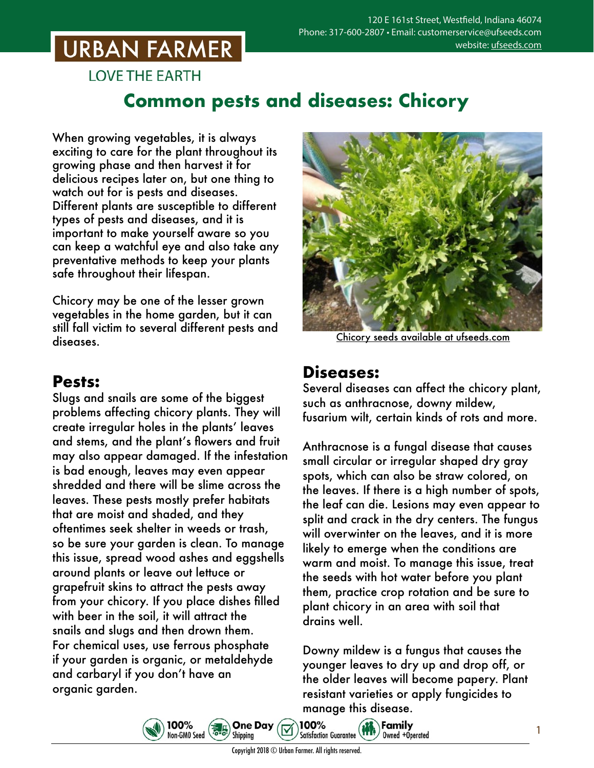# Common pests and diseases: Chicory

When growing vegetables, it is always exciting to care for the plant throughout its growing phase and then harvest it for delicious recipes later on, but one thing to watch out for is pests and diseases. Different plants are susceptible to different types of pests and diseases, and it is important to make yourself aware so you can keep a watchful eye and also take any preventative methods to keep your plants safe throughout their lifespan.

Chicory may be one of the lesser grown vegetables in the home garden, but it can still fall victim to several different pests and diseases.

Chicory seeds available at ufseeds.com

## Pests:

Slugs and snails are some of the biggest problems affecting chicory plants. They will create irregular holes in the plants' leaves and stems, and the plant's flowers and fruit may also appear damaged. If the infestation is bad enough, leaves may even appear shredded and there will be slime across the leaves. These pests mostly prefer habitats that are moist and shaded, and they oftentimes seek shelter in weeds or trash, so be sure your garden is clean. To manage this issue, spread wood ashes and eggshells around plants or leave out lettuce or grapefruit skins to attract the pests away from your chicory. If you place dishes filled with beer in the soil, it will attract the snails and slugs and then drown them. For chemical uses, use ferrous phosphate if your garden is organic, or metaldehyde and carbaryl if you don't have an organic garden.

## Diseases:

Several diseases can affect the chicory plant, such as anthracnose, downy mildew, fusarium wilt, certain kinds of rots and more.

Anthracnose is a fungal disease that causes small circular or irregular shaped dry gray spots, which can also be straw colored, on the leaves. If there is a high number of spots, the leaf can die. Lesions may even appear to split and crack in the dry centers. The fungus will overwinter on the leaves, and it is more likely to emerge when the conditions are warm and moist. To manage this issue, treat the seeds with hot water before you plant them, practice crop rotation and be sure to plant chicory in an area with soil that drains well.

Downy mildew is a fungus that causes the younger leaves to dry up and drop off, or the older leaves will become papery. Plant resistant varieties or apply fungicides to manage this disease.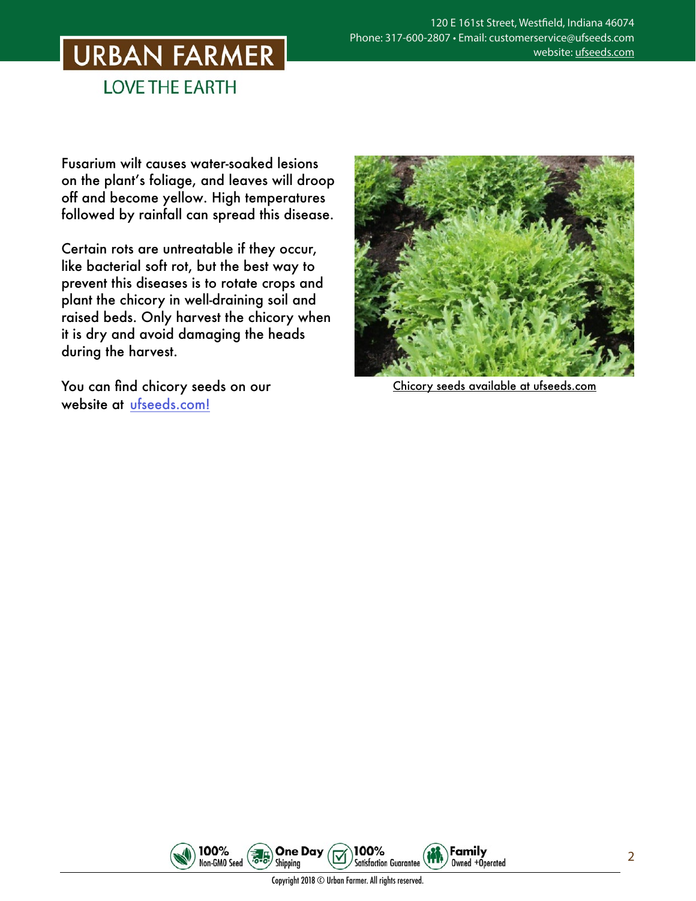Fusarium wilt causes water-soaked lesions on the plant's foliage, and leaves will droop off and become yellow. High temperatures followed by rainfall can spread this disease.

Certain rots are untreatable if they occur, like bacterial soft rot, but the best way to prevent this diseases is to rotate crops and plant the chicory in well-draining soil and raised beds. Only harvest the chicory when it is dry and avoid damaging the heads during the harvest.

You can find chicory seeds on our website at ufseeds.com!

Chicory seeds available at ufseeds.com